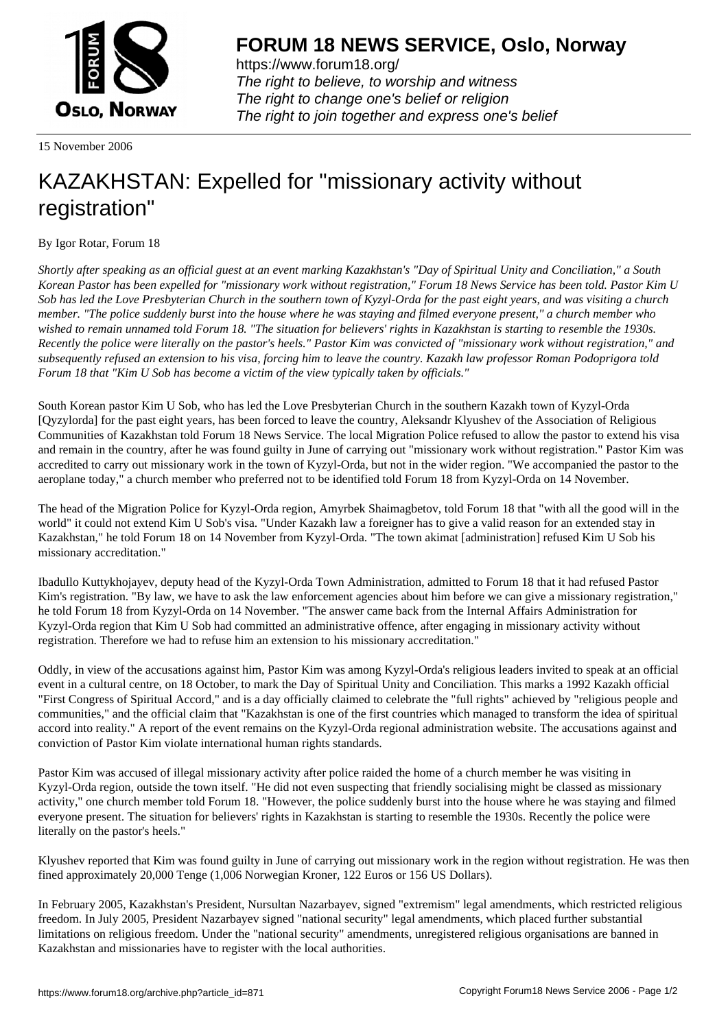**FORUM 18 NEWS SERVICE, Oslo, Norway**

https://www.forum18.org/
*The right to believe, to worship and witness*
*The right to change one's belief or religion*
*The right to join together and express one's belief*

15 November 2006

# KAZAKHSTAN: Expelled for "missionary activity without registration"

By Igor Rotar, Forum 18

*Shortly after speaking as an official guest at an event marking Kazakhstan's "Day of Spiritual Unity and Conciliation," a South Korean Pastor has been expelled for "missionary work without registration," Forum 18 News Service has been told. Pastor Kim U Sob has led the Love Presbyterian Church in the southern town of Kyzyl-Orda for the past eight years, and was visiting a church member. "The police suddenly burst into the house where he was staying and filmed everyone present," a church member who wished to remain unnamed told Forum 18. "The situation for believers' rights in Kazakhstan is starting to resemble the 1930s. Recently the police were literally on the pastor's heels." Pastor Kim was convicted of "missionary work without registration," and subsequently refused an extension to his visa, forcing him to leave the country. Kazakh law professor Roman Podoprigora told Forum 18 that "Kim U Sob has become a victim of the view typically taken by officials."*

South Korean pastor Kim U Sob, who has led the Love Presbyterian Church in the southern Kazakh town of Kyzyl-Orda [Qyzylorda] for the past eight years, has been forced to leave the country, Aleksandr Klyushev of the Association of Religious Communities of Kazakhstan told Forum 18 News Service. The local Migration Police refused to allow the pastor to extend his visa and remain in the country, after he was found guilty in June of carrying out "missionary work without registration." Pastor Kim was accredited to carry out missionary work in the town of Kyzyl-Orda, but not in the wider region. "We accompanied the pastor to the aeroplane today," a church member who preferred not to be identified told Forum 18 from Kyzyl-Orda on 14 November.

The head of the Migration Police for Kyzyl-Orda region, Amyrbek Shaimagbetov, told Forum 18 that "with all the good will in the world" it could not extend Kim U Sob's visa. "Under Kazakh law a foreigner has to give a valid reason for an extended stay in Kazakhstan," he told Forum 18 on 14 November from Kyzyl-Orda. "The town akimat [administration] refused Kim U Sob his missionary accreditation."

Ibadullo Kuttykhojayev, deputy head of the Kyzyl-Orda Town Administration, admitted to Forum 18 that it had refused Pastor Kim's registration. "By law, we have to ask the law enforcement agencies about him before we can give a missionary registration," he told Forum 18 from Kyzyl-Orda on 14 November. "The answer came back from the Internal Affairs Administration for Kyzyl-Orda region that Kim U Sob had committed an administrative offence, after engaging in missionary activity without registration. Therefore we had to refuse him an extension to his missionary accreditation."

Oddly, in view of the accusations against him, Pastor Kim was among Kyzyl-Orda's religious leaders invited to speak at an official event in a cultural centre, on 18 October, to mark the Day of Spiritual Unity and Conciliation. This marks a 1992 Kazakh official "First Congress of Spiritual Accord," and is a day officially claimed to celebrate the "full rights" achieved by "religious people and communities," and the official claim that "Kazakhstan is one of the first countries which managed to transform the idea of spiritual accord into reality." A report of the event remains on the Kyzyl-Orda regional administration website. The accusations against and conviction of Pastor Kim violate international human rights standards.

Pastor Kim was accused of illegal missionary activity after police raided the home of a church member he was visiting in Kyzyl-Orda region, outside the town itself. "He did not even suspecting that friendly socialising might be classed as missionary activity," one church member told Forum 18. "However, the police suddenly burst into the house where he was staying and filmed everyone present. The situation for believers' rights in Kazakhstan is starting to resemble the 1930s. Recently the police were literally on the pastor's heels."

Klyushev reported that Kim was found guilty in June of carrying out missionary work in the region without registration. He was then fined approximately 20,000 Tenge (1,006 Norwegian Kroner, 122 Euros or 156 US Dollars).

In February 2005, Kazakhstan's President, Nursultan Nazarbayev, signed "extremism" legal amendments, which restricted religious freedom. In July 2005, President Nazarbayev signed "national security" legal amendments, which placed further substantial limitations on religious freedom. Under the "national security" amendments, unregistered religious organisations are banned in Kazakhstan and missionaries have to register with the local authorities.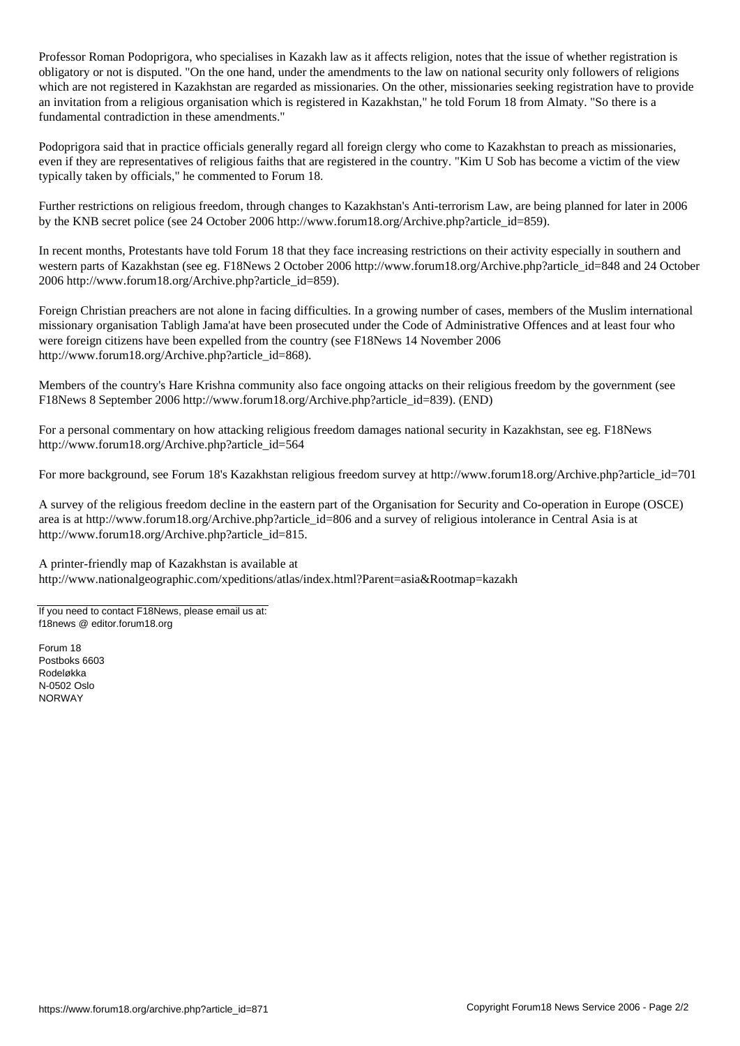Professor Roman Podoprigora, who specialises in Kazakh law as it affects religion, notes that the issue of whether registration is obligatory or not is disputed. "On the one hand, under the amendments to the law on national security only followers of religions which are not registered in Kazakhstan are regarded as missionaries. On the other, missionaries seeking registration have to provide an invitation from a religious organisation which is registered in Kazakhstan," he told Forum 18 from Almaty. "So there is a fundamental contradiction in these amendments."

Podoprigora said that in practice officials generally regard all foreign clergy who come to Kazakhstan to preach as missionaries, even if they are representatives of religious faiths that are registered in the country. "Kim U Sob has become a victim of the view typically taken by officials," he commented to Forum 18.

Further restrictions on religious freedom, through changes to Kazakhstan's Anti-terrorism Law, are being planned for later in 2006 by the KNB secret police (see 24 October 2006 http://www.forum18.org/Archive.php?article_id=859).

In recent months, Protestants have told Forum 18 that they face increasing restrictions on their activity especially in southern and western parts of Kazakhstan (see eg. F18News 2 October 2006 http://www.forum18.org/Archive.php?article_id=848 and 24 October 2006 http://www.forum18.org/Archive.php?article_id=859).

Foreign Christian preachers are not alone in facing difficulties. In a growing number of cases, members of the Muslim international missionary organisation Tabligh Jama'at have been prosecuted under the Code of Administrative Offences and at least four who were foreign citizens have been expelled from the country (see F18News 14 November 2006 http://www.forum18.org/Archive.php?article_id=868).

Members of the country's Hare Krishna community also face ongoing attacks on their religious freedom by the government (see F18News 8 September 2006 http://www.forum18.org/Archive.php?article_id=839). (END)

For a personal commentary on how attacking religious freedom damages national security in Kazakhstan, see eg. F18News http://www.forum18.org/Archive.php?article_id=564

For more background, see Forum 18's Kazakhstan religious freedom survey at http://www.forum18.org/Archive.php?article_id=701

A survey of the religious freedom decline in the eastern part of the Organisation for Security and Co-operation in Europe (OSCE) area is at http://www.forum18.org/Archive.php?article_id=806 and a survey of religious intolerance in Central Asia is at http://www.forum18.org/Archive.php?article_id=815.

A printer-friendly map of Kazakhstan is available at http://www.nationalgeographic.com/xpeditions/atlas/index.html?Parent=asia&Rootmap=kazakh

If you need to contact F18News, please email us at:
f18news @ editor.forum18.org

Forum 18
Postboks 6603
Rodeløkka
N-0502 Oslo
NORWAY